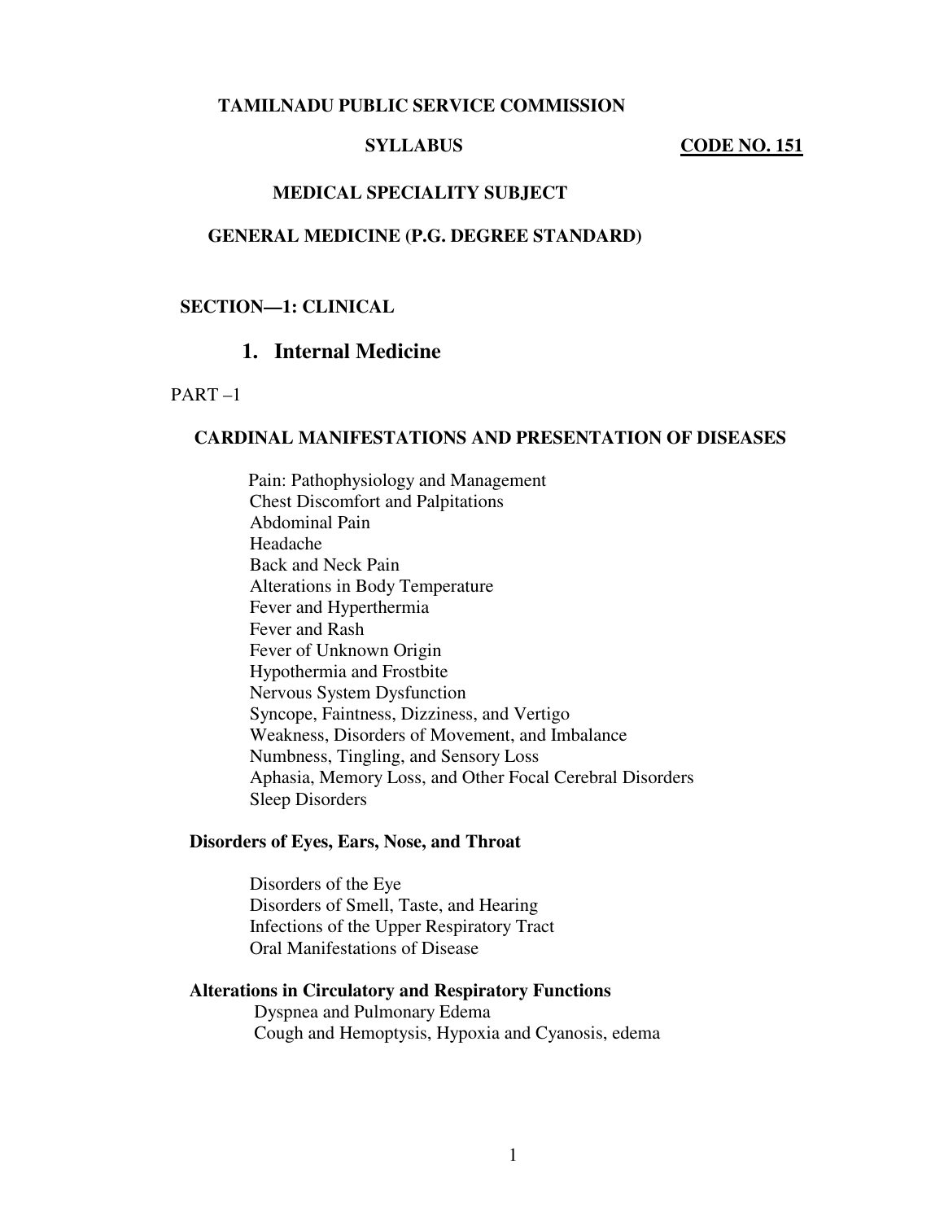**TAMILNADU PUBLIC SERVICE COMMISSION**

**SYLLABUS** **CODE NO. 151**

**MEDICAL SPECIALITY SUBJECT**

**GENERAL MEDICINE (P.G. DEGREE STANDARD)**

**SECTION—1: CLINICAL**

## 1. Internal Medicine

PART –1

### CARDINAL MANIFESTATIONS AND PRESENTATION OF DISEASES

Pain: Pathophysiology and Management
Chest Discomfort and Palpitations
Abdominal Pain
Headache
Back and Neck Pain
Alterations in Body Temperature
Fever and Hyperthermia
Fever and Rash
Fever of Unknown Origin
Hypothermia and Frostbite
Nervous System Dysfunction
Syncope, Faintness, Dizziness, and Vertigo
Weakness, Disorders of Movement, and Imbalance
Numbness, Tingling, and Sensory Loss
Aphasia, Memory Loss, and Other Focal Cerebral Disorders
Sleep Disorders

**Disorders of Eyes, Ears, Nose, and Throat**

Disorders of the Eye
Disorders of Smell, Taste, and Hearing
Infections of the Upper Respiratory Tract
Oral Manifestations of Disease

**Alterations in Circulatory and Respiratory Functions**

Dyspnea and Pulmonary Edema
Cough and Hemoptysis, Hypoxia and Cyanosis, edema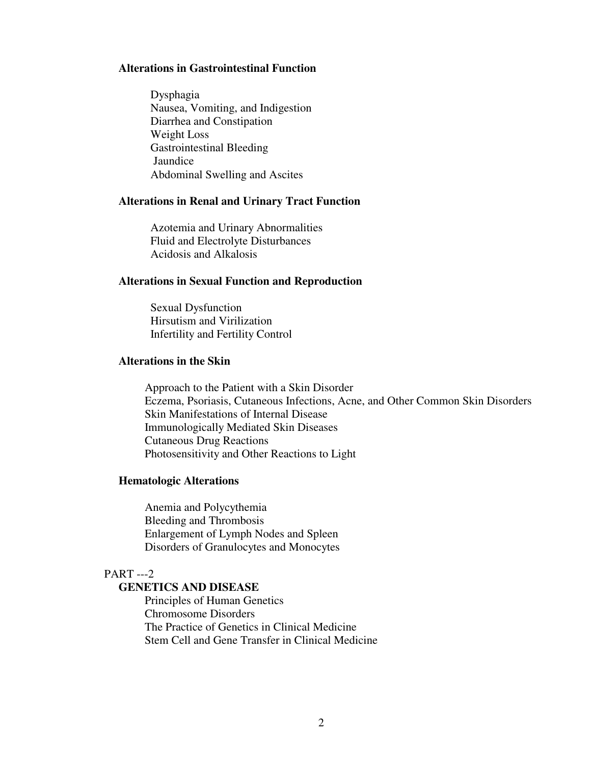### Alterations in Gastrointestinal Function

- Dysphagia
- Nausea, Vomiting, and Indigestion
- Diarrhea and Constipation
- Weight Loss
- Gastrointestinal Bleeding
- Jaundice
- Abdominal Swelling and Ascites

### Alterations in Renal and Urinary Tract Function

- Azotemia and Urinary Abnormalities
- Fluid and Electrolyte Disturbances
- Acidosis and Alkalosis

### Alterations in Sexual Function and Reproduction

- Sexual Dysfunction
- Hirsutism and Virilization
- Infertility and Fertility Control

### Alterations in the Skin

- Approach to the Patient with a Skin Disorder
- Eczema, Psoriasis, Cutaneous Infections, Acne, and Other Common Skin Disorders
- Skin Manifestations of Internal Disease
- Immunologically Mediated Skin Diseases
- Cutaneous Drug Reactions
- Photosensitivity and Other Reactions to Light

### Hematologic Alterations

- Anemia and Polycythemia
- Bleeding and Thrombosis
- Enlargement of Lymph Nodes and Spleen
- Disorders of Granulocytes and Monocytes

## PART ---2

### GENETICS AND DISEASE

- Principles of Human Genetics
- Chromosome Disorders
- The Practice of Genetics in Clinical Medicine
- Stem Cell and Gene Transfer in Clinical Medicine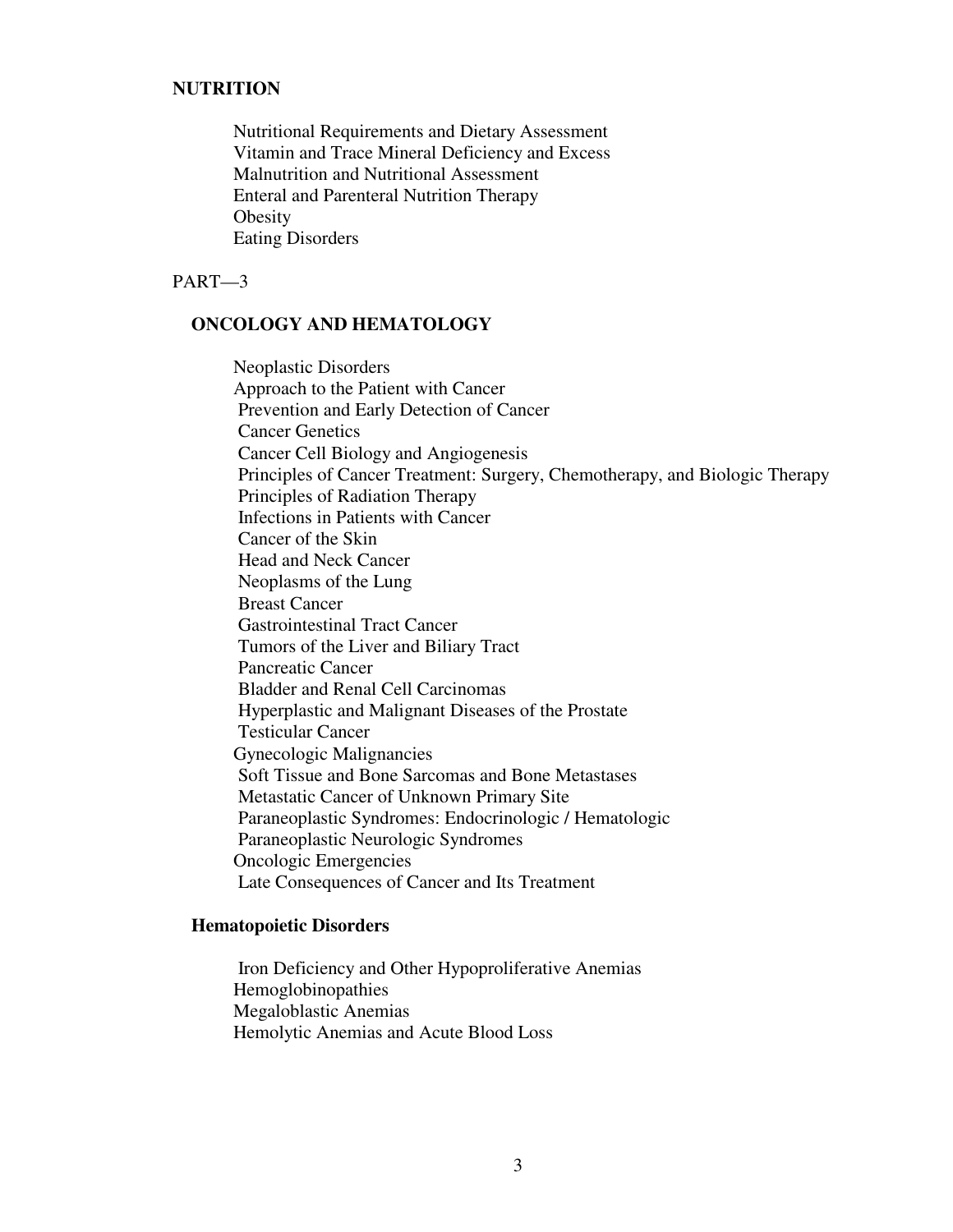## NUTRITION

Nutritional Requirements and Dietary Assessment
Vitamin and Trace Mineral Deficiency and Excess
Malnutrition and Nutritional Assessment
Enteral and Parenteral Nutrition Therapy
Obesity
Eating Disorders

PART—3

## ONCOLOGY AND HEMATOLOGY

Neoplastic Disorders
Approach to the Patient with Cancer
Prevention and Early Detection of Cancer
Cancer Genetics
Cancer Cell Biology and Angiogenesis
Principles of Cancer Treatment: Surgery, Chemotherapy, and Biologic Therapy
Principles of Radiation Therapy
Infections in Patients with Cancer
Cancer of the Skin
Head and Neck Cancer
Neoplasms of the Lung
Breast Cancer
Gastrointestinal Tract Cancer
Tumors of the Liver and Biliary Tract
Pancreatic Cancer
Bladder and Renal Cell Carcinomas
Hyperplastic and Malignant Diseases of the Prostate
Testicular Cancer
Gynecologic Malignancies
Soft Tissue and Bone Sarcomas and Bone Metastases
Metastatic Cancer of Unknown Primary Site
Paraneoplastic Syndromes: Endocrinologic / Hematologic
Paraneoplastic Neurologic Syndromes
Oncologic Emergencies
Late Consequences of Cancer and Its Treatment

### Hematopoietic Disorders

Iron Deficiency and Other Hypoproliferative Anemias
Hemoglobinopathies
Megaloblastic Anemias
Hemolytic Anemias and Acute Blood Loss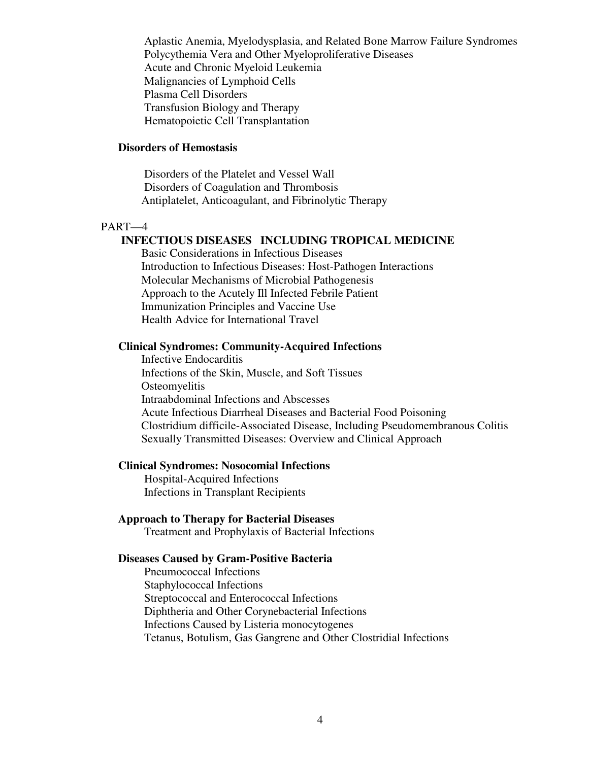Aplastic Anemia, Myelodysplasia, and Related Bone Marrow Failure Syndromes
Polycythemia Vera and Other Myeloproliferative Diseases
Acute and Chronic Myeloid Leukemia
Malignancies of Lymphoid Cells
Plasma Cell Disorders
Transfusion Biology and Therapy
Hematopoietic Cell Transplantation

**Disorders of Hemostasis**

Disorders of the Platelet and Vessel Wall
Disorders of Coagulation and Thrombosis
Antiplatelet, Anticoagulant, and Fibrinolytic Therapy

PART—4

**INFECTIOUS DISEASES INCLUDING TROPICAL MEDICINE**

Basic Considerations in Infectious Diseases
Introduction to Infectious Diseases: Host-Pathogen Interactions
Molecular Mechanisms of Microbial Pathogenesis
Approach to the Acutely Ill Infected Febrile Patient
Immunization Principles and Vaccine Use
Health Advice for International Travel

**Clinical Syndromes: Community-Acquired Infections**

Infective Endocarditis
Infections of the Skin, Muscle, and Soft Tissues
Osteomyelitis
Intraabdominal Infections and Abscesses
Acute Infectious Diarrheal Diseases and Bacterial Food Poisoning
Clostridium difficile-Associated Disease, Including Pseudomembranous Colitis
Sexually Transmitted Diseases: Overview and Clinical Approach

**Clinical Syndromes: Nosocomial Infections**

Hospital-Acquired Infections
Infections in Transplant Recipients

**Approach to Therapy for Bacterial Diseases**

Treatment and Prophylaxis of Bacterial Infections

**Diseases Caused by Gram-Positive Bacteria**

Pneumococcal Infections
Staphylococcal Infections
Streptococcal and Enterococcal Infections
Diphtheria and Other Corynebacterial Infections
Infections Caused by Listeria monocytogenes
Tetanus, Botulism, Gas Gangrene and Other Clostridial Infections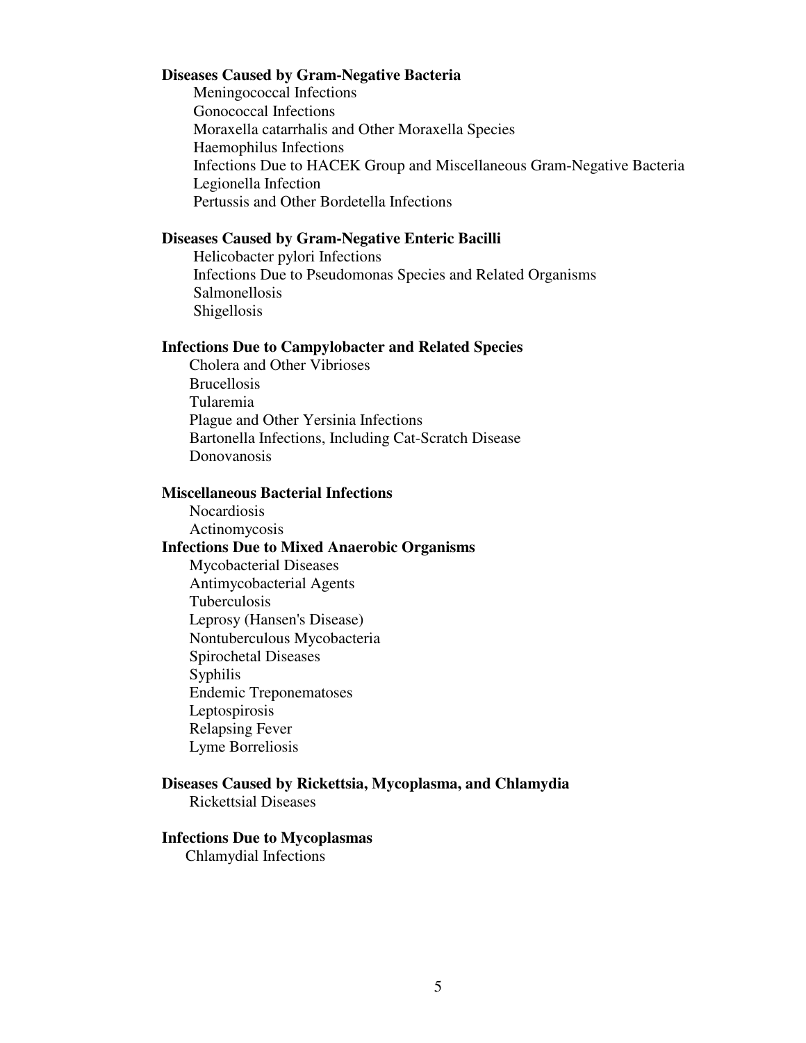**Diseases Caused by Gram-Negative Bacteria**

- Meningococcal Infections
- Gonococcal Infections
- Moraxella catarrhalis and Other Moraxella Species
- Haemophilus Infections
- Infections Due to HACEK Group and Miscellaneous Gram-Negative Bacteria
- Legionella Infection
- Pertussis and Other Bordetella Infections

**Diseases Caused by Gram-Negative Enteric Bacilli**

- Helicobacter pylori Infections
- Infections Due to Pseudomonas Species and Related Organisms
- Salmonellosis
- Shigellosis

**Infections Due to Campylobacter and Related Species**

- Cholera and Other Vibrioses
- Brucellosis
- Tularemia
- Plague and Other Yersinia Infections
- Bartonella Infections, Including Cat-Scratch Disease
- Donovanosis

**Miscellaneous Bacterial Infections**

- Nocardiosis
- Actinomycosis

**Infections Due to Mixed Anaerobic Organisms**

- Mycobacterial Diseases
- Antimycobacterial Agents
- Tuberculosis
- Leprosy (Hansen's Disease)
- Nontuberculous Mycobacteria
- Spirochetal Diseases
- Syphilis
- Endemic Treponematoses
- Leptospirosis
- Relapsing Fever
- Lyme Borreliosis

**Diseases Caused by Rickettsia, Mycoplasma, and Chlamydia**

- Rickettsial Diseases

**Infections Due to Mycoplasmas**

- Chlamydial Infections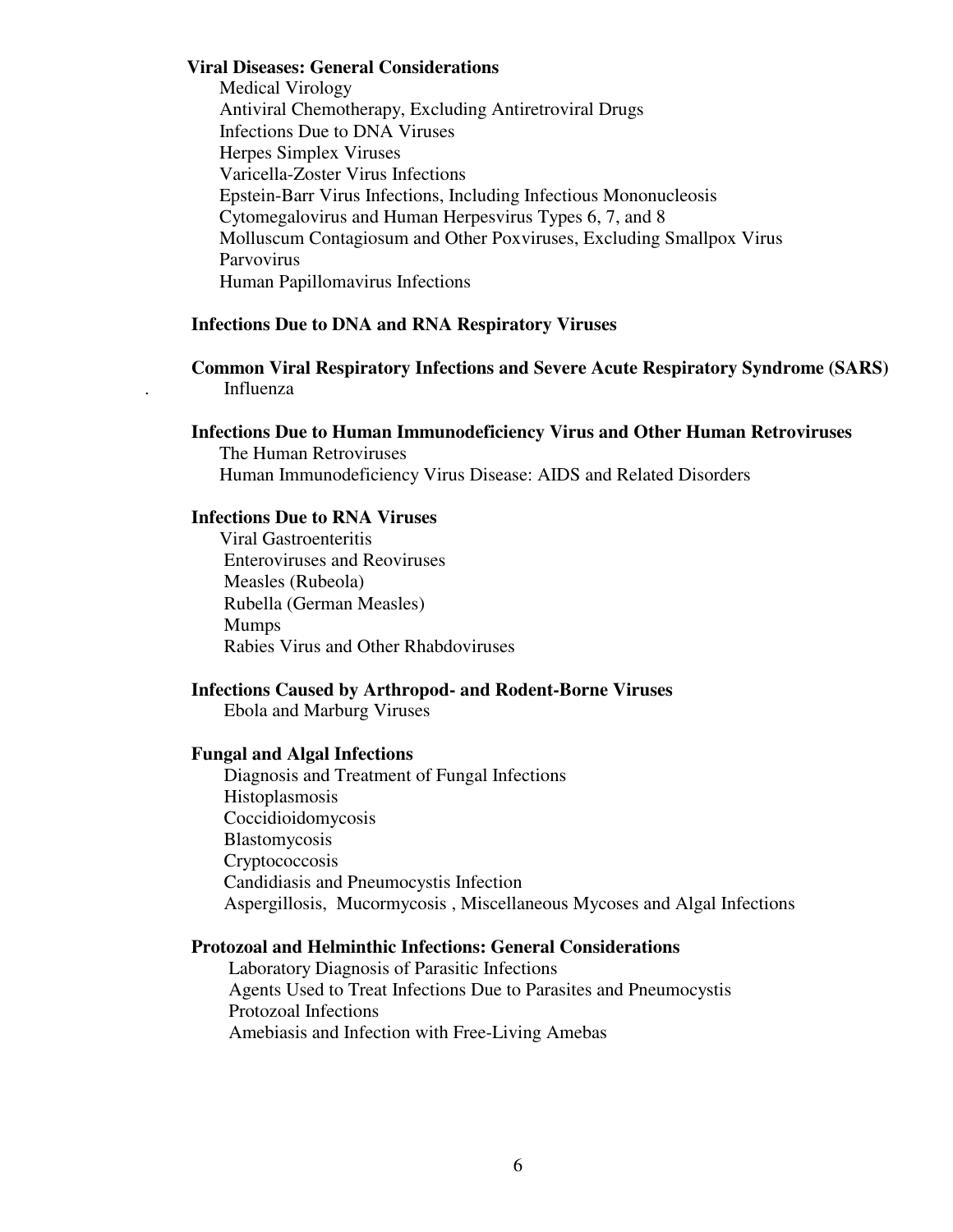**Viral Diseases: General Considerations**

Medical Virology
Antiviral Chemotherapy, Excluding Antiretroviral Drugs
Infections Due to DNA Viruses
Herpes Simplex Viruses
Varicella-Zoster Virus Infections
Epstein-Barr Virus Infections, Including Infectious Mononucleosis
Cytomegalovirus and Human Herpesvirus Types 6, 7, and 8
Molluscum Contagiosum and Other Poxviruses, Excluding Smallpox Virus
Parvovirus
Human Papillomavirus Infections

**Infections Due to DNA and RNA Respiratory Viruses**

**Common Viral Respiratory Infections and Severe Acute Respiratory Syndrome (SARS)**
. Influenza

**Infections Due to Human Immunodeficiency Virus and Other Human Retroviruses**

The Human Retroviruses
Human Immunodeficiency Virus Disease: AIDS and Related Disorders

**Infections Due to RNA Viruses**

Viral Gastroenteritis
Enteroviruses and Reoviruses
Measles (Rubeola)
Rubella (German Measles)
Mumps
Rabies Virus and Other Rhabdoviruses

**Infections Caused by Arthropod- and Rodent-Borne Viruses**

Ebola and Marburg Viruses

**Fungal and Algal Infections**

Diagnosis and Treatment of Fungal Infections
Histoplasmosis
Coccidioidomycosis
Blastomycosis
Cryptococcosis
Candidiasis and Pneumocystis Infection
Aspergillosis, Mucormycosis , Miscellaneous Mycoses and Algal Infections

**Protozoal and Helminthic Infections: General Considerations**

Laboratory Diagnosis of Parasitic Infections
Agents Used to Treat Infections Due to Parasites and Pneumocystis
Protozoal Infections
Amebiasis and Infection with Free-Living Amebas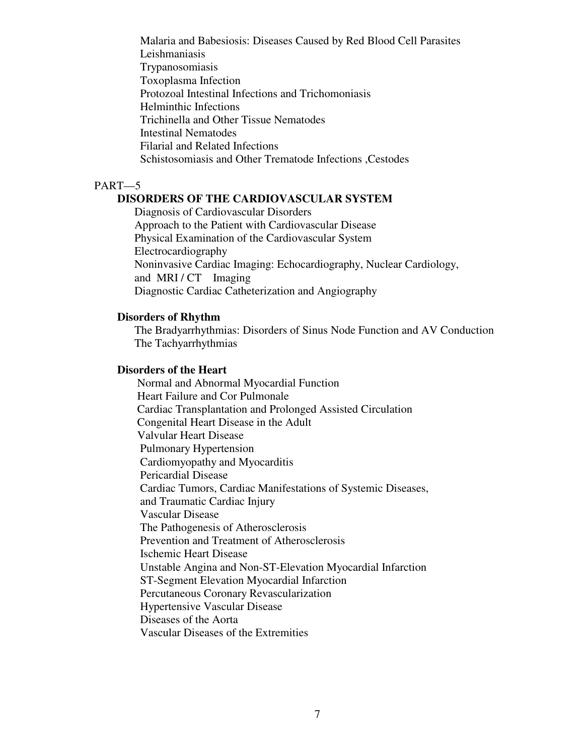Malaria and Babesiosis: Diseases Caused by Red Blood Cell Parasites
Leishmaniasis
Trypanosomiasis
Toxoplasma Infection
Protozoal Intestinal Infections and Trichomoniasis
Helminthic Infections
Trichinella and Other Tissue Nematodes
Intestinal Nematodes
Filarial and Related Infections
Schistosomiasis and Other Trematode Infections ,Cestodes

PART—5

## DISORDERS OF THE CARDIOVASCULAR SYSTEM

Diagnosis of Cardiovascular Disorders
Approach to the Patient with Cardiovascular Disease
Physical Examination of the Cardiovascular System
Electrocardiography
Noninvasive Cardiac Imaging: Echocardiography, Nuclear Cardiology, and MRI / CT Imaging
Diagnostic Cardiac Catheterization and Angiography

### Disorders of Rhythm

The Bradyarrhythmias: Disorders of Sinus Node Function and AV Conduction
The Tachyarrhythmias

### Disorders of the Heart

Normal and Abnormal Myocardial Function
Heart Failure and Cor Pulmonale
Cardiac Transplantation and Prolonged Assisted Circulation
Congenital Heart Disease in the Adult
Valvular Heart Disease
Pulmonary Hypertension
Cardiomyopathy and Myocarditis
Pericardial Disease
Cardiac Tumors, Cardiac Manifestations of Systemic Diseases, and Traumatic Cardiac Injury
Vascular Disease
The Pathogenesis of Atherosclerosis
Prevention and Treatment of Atherosclerosis
Ischemic Heart Disease
Unstable Angina and Non-ST-Elevation Myocardial Infarction
ST-Segment Elevation Myocardial Infarction
Percutaneous Coronary Revascularization
Hypertensive Vascular Disease
Diseases of the Aorta
Vascular Diseases of the Extremities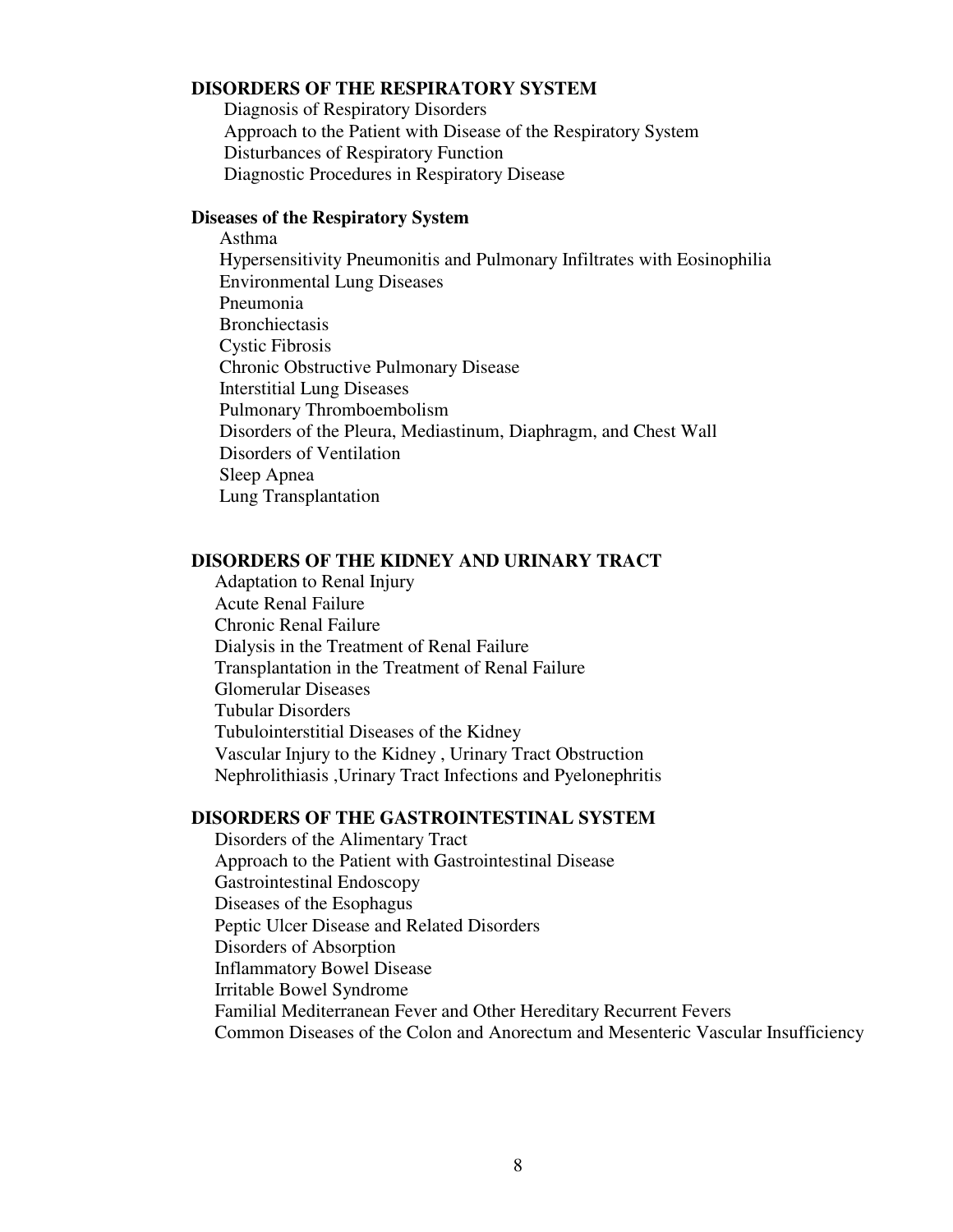## DISORDERS OF THE RESPIRATORY SYSTEM

Diagnosis of Respiratory Disorders
Approach to the Patient with Disease of the Respiratory System
Disturbances of Respiratory Function
Diagnostic Procedures in Respiratory Disease

### Diseases of the Respiratory System

Asthma
Hypersensitivity Pneumonitis and Pulmonary Infiltrates with Eosinophilia
Environmental Lung Diseases
Pneumonia
Bronchiectasis
Cystic Fibrosis
Chronic Obstructive Pulmonary Disease
Interstitial Lung Diseases
Pulmonary Thromboembolism
Disorders of the Pleura, Mediastinum, Diaphragm, and Chest Wall
Disorders of Ventilation
Sleep Apnea
Lung Transplantation

## DISORDERS OF THE KIDNEY AND URINARY TRACT

Adaptation to Renal Injury
Acute Renal Failure
Chronic Renal Failure
Dialysis in the Treatment of Renal Failure
Transplantation in the Treatment of Renal Failure
Glomerular Diseases
Tubular Disorders
Tubulointerstitial Diseases of the Kidney
Vascular Injury to the Kidney , Urinary Tract Obstruction
Nephrolithiasis ,Urinary Tract Infections and Pyelonephritis

## DISORDERS OF THE GASTROINTESTINAL SYSTEM

Disorders of the Alimentary Tract
Approach to the Patient with Gastrointestinal Disease
Gastrointestinal Endoscopy
Diseases of the Esophagus
Peptic Ulcer Disease and Related Disorders
Disorders of Absorption
Inflammatory Bowel Disease
Irritable Bowel Syndrome
Familial Mediterranean Fever and Other Hereditary Recurrent Fevers
Common Diseases of the Colon and Anorectum and Mesenteric Vascular Insufficiency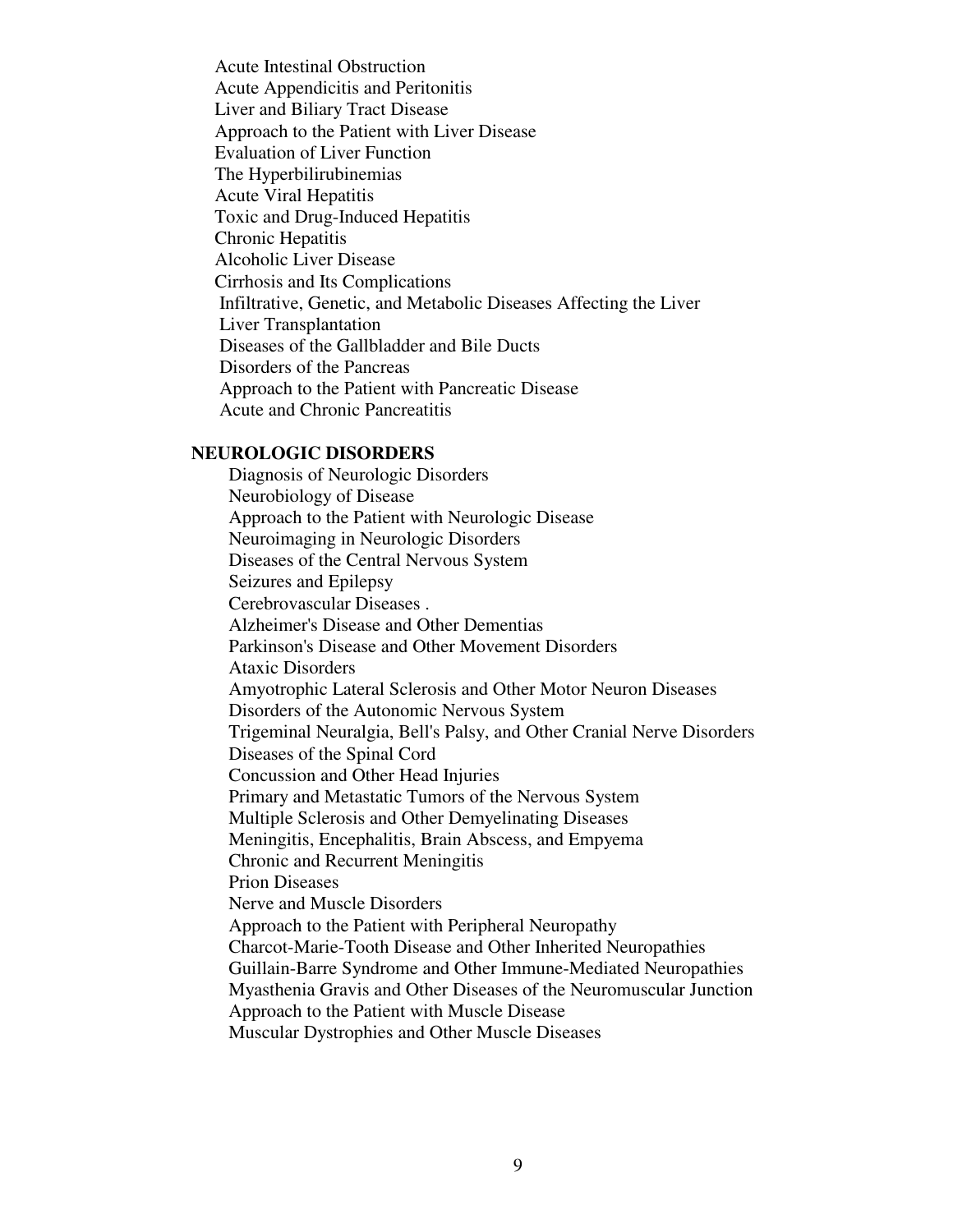Acute Intestinal Obstruction
Acute Appendicitis and Peritonitis
Liver and Biliary Tract Disease
Approach to the Patient with Liver Disease
Evaluation of Liver Function
The Hyperbilirubinemias
Acute Viral Hepatitis
Toxic and Drug-Induced Hepatitis
Chronic Hepatitis
Alcoholic Liver Disease
Cirrhosis and Its Complications
Infiltrative, Genetic, and Metabolic Diseases Affecting the Liver
Liver Transplantation
Diseases of the Gallbladder and Bile Ducts
Disorders of the Pancreas
Approach to the Patient with Pancreatic Disease
Acute and Chronic Pancreatitis

**NEUROLOGIC DISORDERS**

Diagnosis of Neurologic Disorders
Neurobiology of Disease
Approach to the Patient with Neurologic Disease
Neuroimaging in Neurologic Disorders
Diseases of the Central Nervous System
Seizures and Epilepsy
Cerebrovascular Diseases .
Alzheimer's Disease and Other Dementias
Parkinson's Disease and Other Movement Disorders
Ataxic Disorders
Amyotrophic Lateral Sclerosis and Other Motor Neuron Diseases
Disorders of the Autonomic Nervous System
Trigeminal Neuralgia, Bell's Palsy, and Other Cranial Nerve Disorders
Diseases of the Spinal Cord
Concussion and Other Head Injuries
Primary and Metastatic Tumors of the Nervous System
Multiple Sclerosis and Other Demyelinating Diseases
Meningitis, Encephalitis, Brain Abscess, and Empyema
Chronic and Recurrent Meningitis
Prion Diseases
Nerve and Muscle Disorders
Approach to the Patient with Peripheral Neuropathy
Charcot-Marie-Tooth Disease and Other Inherited Neuropathies
Guillain-Barre Syndrome and Other Immune-Mediated Neuropathies
Myasthenia Gravis and Other Diseases of the Neuromuscular Junction
Approach to the Patient with Muscle Disease
Muscular Dystrophies and Other Muscle Diseases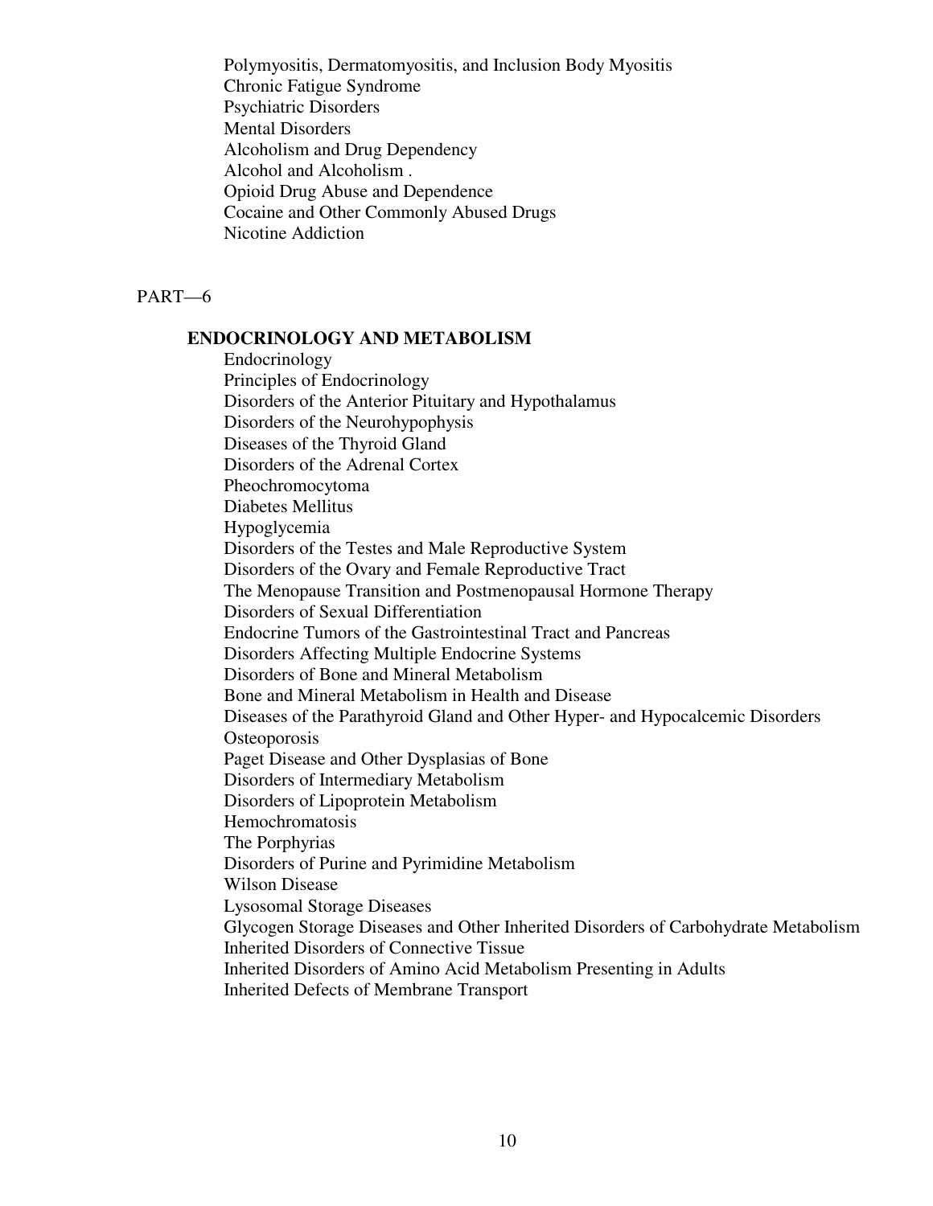Polymyositis, Dermatomyositis, and Inclusion Body Myositis
Chronic Fatigue Syndrome
Psychiatric Disorders
Mental Disorders
Alcoholism and Drug Dependency
Alcohol and Alcoholism .
Opioid Drug Abuse and Dependence
Cocaine and Other Commonly Abused Drugs
Nicotine Addiction

PART—6

**ENDOCRINOLOGY AND METABOLISM**

Endocrinology
Principles of Endocrinology
Disorders of the Anterior Pituitary and Hypothalamus
Disorders of the Neurohypophysis
Diseases of the Thyroid Gland
Disorders of the Adrenal Cortex
Pheochromocytoma
Diabetes Mellitus
Hypoglycemia
Disorders of the Testes and Male Reproductive System
Disorders of the Ovary and Female Reproductive Tract
The Menopause Transition and Postmenopausal Hormone Therapy
Disorders of Sexual Differentiation
Endocrine Tumors of the Gastrointestinal Tract and Pancreas
Disorders Affecting Multiple Endocrine Systems
Disorders of Bone and Mineral Metabolism
Bone and Mineral Metabolism in Health and Disease
Diseases of the Parathyroid Gland and Other Hyper- and Hypocalcemic Disorders
Osteoporosis
Paget Disease and Other Dysplasias of Bone
Disorders of Intermediary Metabolism
Disorders of Lipoprotein Metabolism
Hemochromatosis
The Porphyrias
Disorders of Purine and Pyrimidine Metabolism
Wilson Disease
Lysosomal Storage Diseases
Glycogen Storage Diseases and Other Inherited Disorders of Carbohydrate Metabolism
Inherited Disorders of Connective Tissue
Inherited Disorders of Amino Acid Metabolism Presenting in Adults
Inherited Defects of Membrane Transport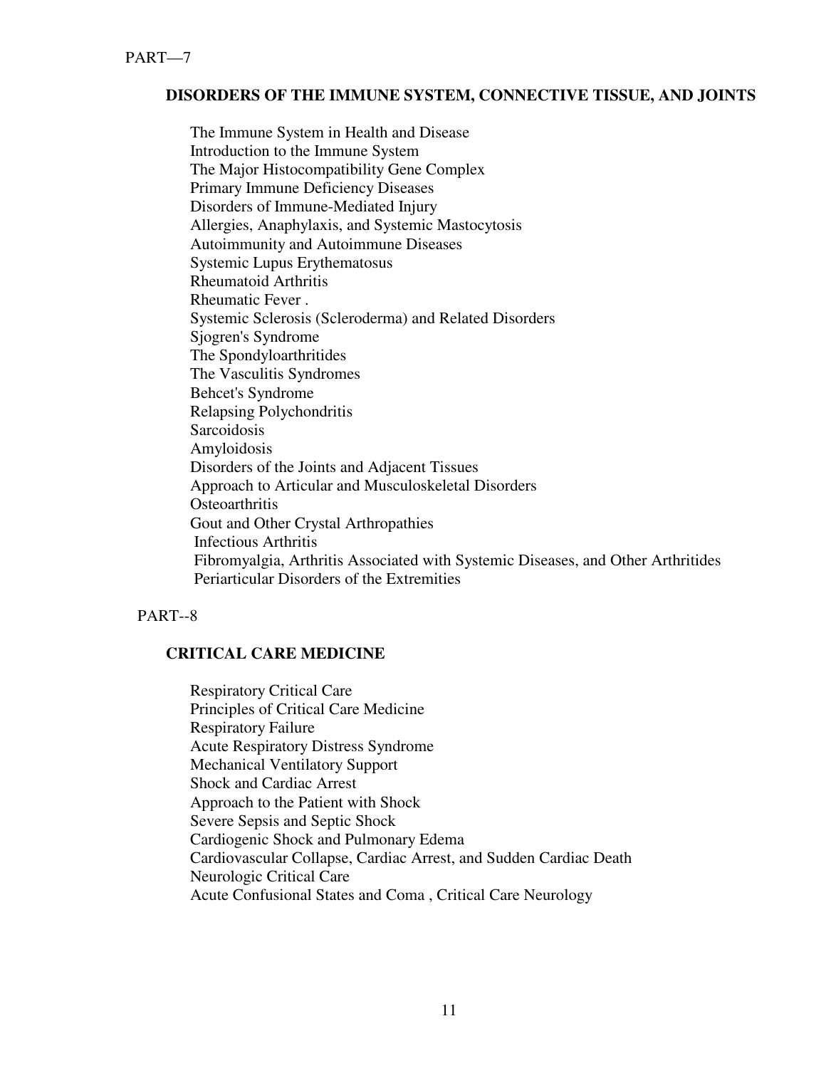PART—7

## DISORDERS OF THE IMMUNE SYSTEM, CONNECTIVE TISSUE, AND JOINTS

The Immune System in Health and Disease
Introduction to the Immune System
The Major Histocompatibility Gene Complex
Primary Immune Deficiency Diseases
Disorders of Immune-Mediated Injury
Allergies, Anaphylaxis, and Systemic Mastocytosis
Autoimmunity and Autoimmune Diseases
Systemic Lupus Erythematosus
Rheumatoid Arthritis
Rheumatic Fever .
Systemic Sclerosis (Scleroderma) and Related Disorders
Sjogren's Syndrome
The Spondyloarthritides
The Vasculitis Syndromes
Behcet's Syndrome
Relapsing Polychondritis
Sarcoidosis
Amyloidosis
Disorders of the Joints and Adjacent Tissues
Approach to Articular and Musculoskeletal Disorders
Osteoarthritis
Gout and Other Crystal Arthropathies
Infectious Arthritis
Fibromyalgia, Arthritis Associated with Systemic Diseases, and Other Arthritides
Periarticular Disorders of the Extremities

PART--8

## CRITICAL CARE MEDICINE

Respiratory Critical Care
Principles of Critical Care Medicine
Respiratory Failure
Acute Respiratory Distress Syndrome
Mechanical Ventilatory Support
Shock and Cardiac Arrest
Approach to the Patient with Shock
Severe Sepsis and Septic Shock
Cardiogenic Shock and Pulmonary Edema
Cardiovascular Collapse, Cardiac Arrest, and Sudden Cardiac Death
Neurologic Critical Care
Acute Confusional States and Coma , Critical Care Neurology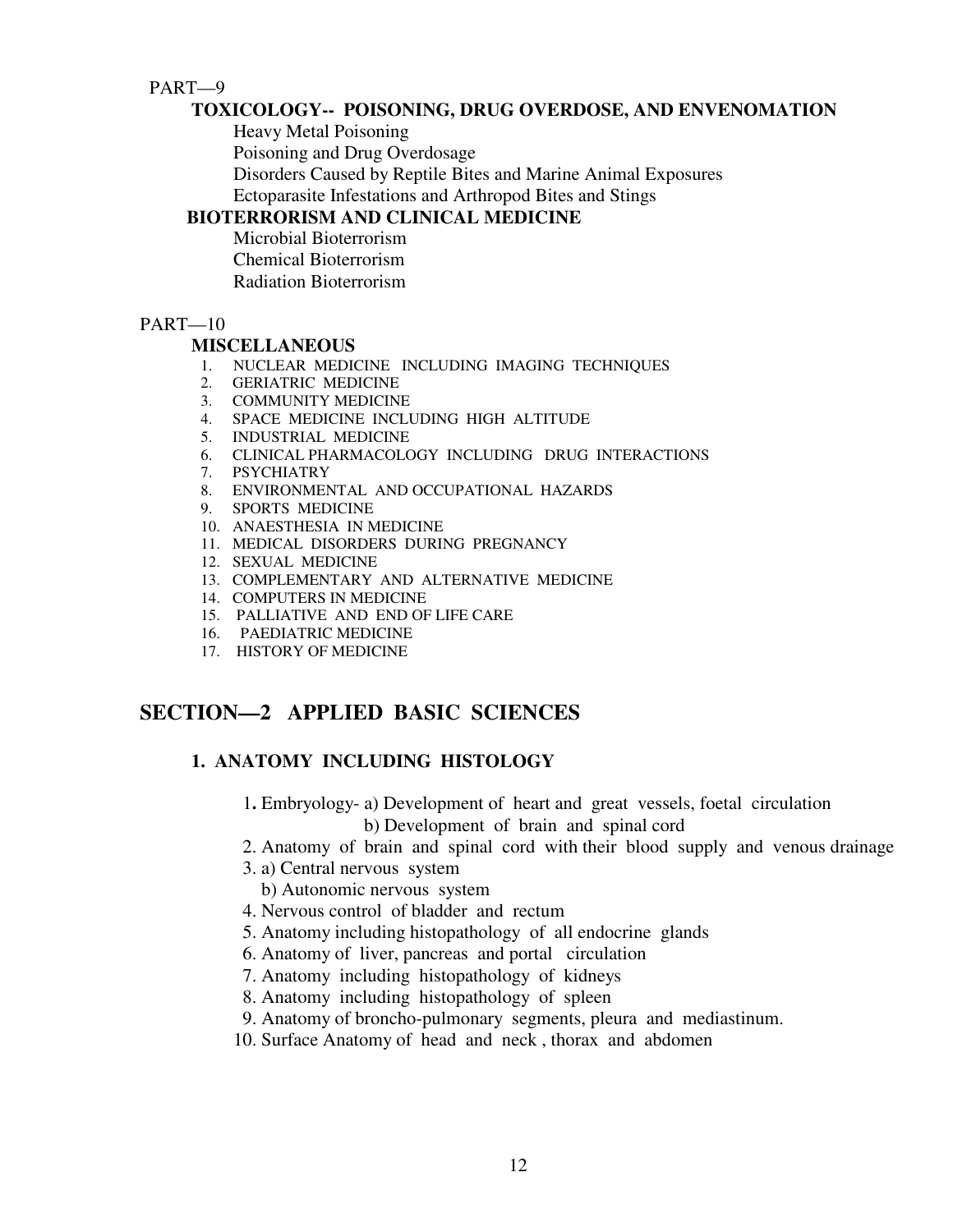PART—9

**TOXICOLOGY-- POISONING, DRUG OVERDOSE, AND ENVENOMATION**

Heavy Metal Poisoning
Poisoning and Drug Overdosage
Disorders Caused by Reptile Bites and Marine Animal Exposures
Ectoparasite Infestations and Arthropod Bites and Stings

**BIOTERRORISM AND CLINICAL MEDICINE**

Microbial Bioterrorism
Chemical Bioterrorism
Radiation Bioterrorism

PART—10

**MISCELLANEOUS**

1. NUCLEAR MEDICINE INCLUDING IMAGING TECHNIQUES
2. GERIATRIC MEDICINE
3. COMMUNITY MEDICINE
4. SPACE MEDICINE INCLUDING HIGH ALTITUDE
5. INDUSTRIAL MEDICINE
6. CLINICAL PHARMACOLOGY INCLUDING DRUG INTERACTIONS
7. PSYCHIATRY
8. ENVIRONMENTAL AND OCCUPATIONAL HAZARDS
9. SPORTS MEDICINE
10. ANAESTHESIA IN MEDICINE
11. MEDICAL DISORDERS DURING PREGNANCY
12. SEXUAL MEDICINE
13. COMPLEMENTARY AND ALTERNATIVE MEDICINE
14. COMPUTERS IN MEDICINE
15. PALLIATIVE AND END OF LIFE CARE
16. PAEDIATRIC MEDICINE
17. HISTORY OF MEDICINE

## SECTION—2 APPLIED BASIC SCIENCES

### 1. ANATOMY INCLUDING HISTOLOGY

1. Embryology- a) Development of heart and great vessels, foetal circulation
   b) Development of brain and spinal cord
2. Anatomy of brain and spinal cord with their blood supply and venous drainage
3. a) Central nervous system
   b) Autonomic nervous system
4. Nervous control of bladder and rectum
5. Anatomy including histopathology of all endocrine glands
6. Anatomy of liver, pancreas and portal circulation
7. Anatomy including histopathology of kidneys
8. Anatomy including histopathology of spleen
9. Anatomy of broncho-pulmonary segments, pleura and mediastinum.
10. Surface Anatomy of head and neck , thorax and abdomen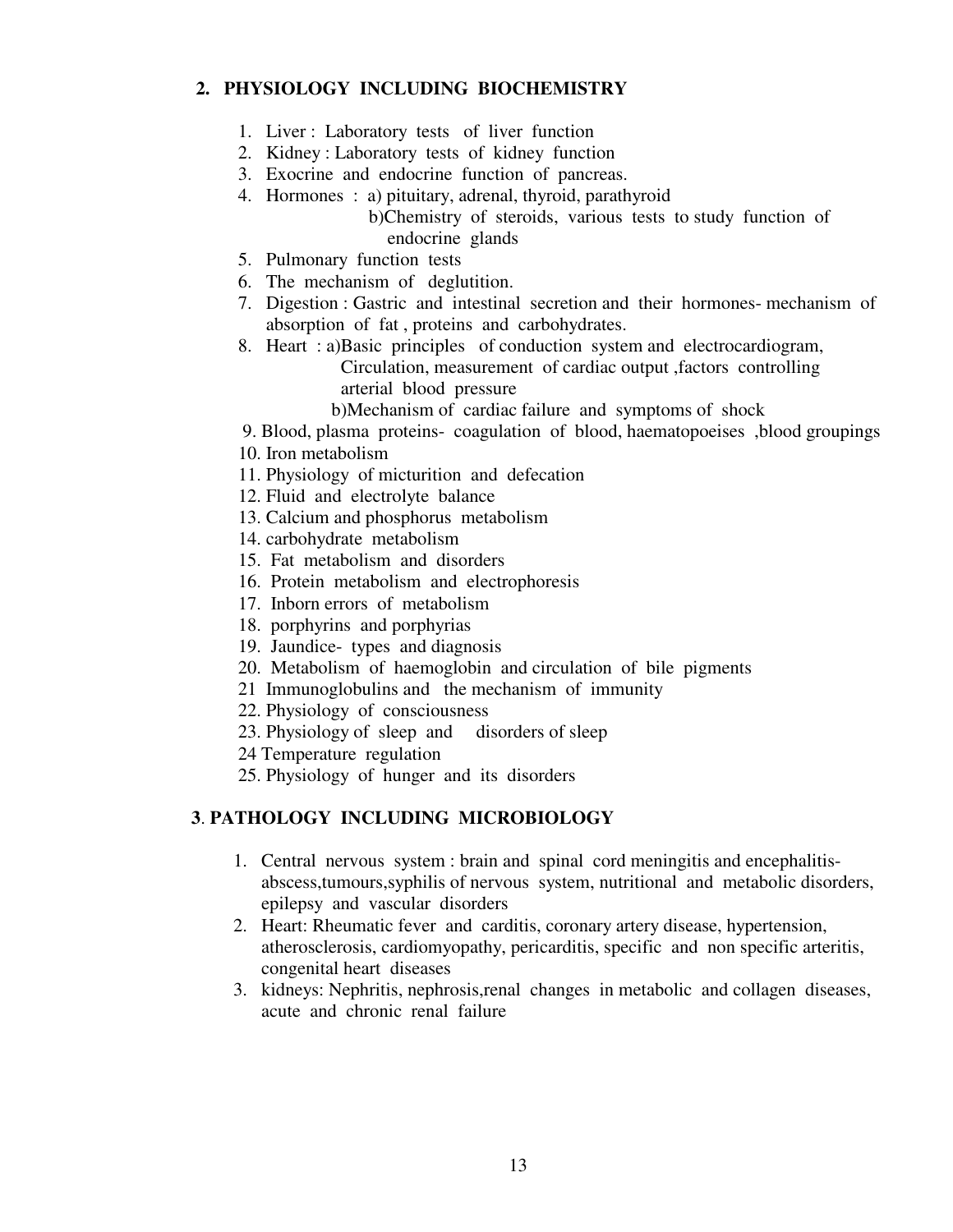## 2. PHYSIOLOGY INCLUDING BIOCHEMISTRY

1. Liver : Laboratory tests of liver function
2. Kidney : Laboratory tests of kidney function
3. Exocrine and endocrine function of pancreas.
4. Hormones : a) pituitary, adrenal, thyroid, parathyroid
   b)Chemistry of steroids, various tests to study function of endocrine glands
5. Pulmonary function tests
6. The mechanism of deglutition.
7. Digestion : Gastric and intestinal secretion and their hormones- mechanism of absorption of fat , proteins and carbohydrates.
8. Heart : a)Basic principles of conduction system and electrocardiogram, Circulation, measurement of cardiac output ,factors controlling arterial blood pressure
   b)Mechanism of cardiac failure and symptoms of shock
9. Blood, plasma proteins- coagulation of blood, haematopoeises ,blood groupings
10. Iron metabolism
11. Physiology of micturition and defecation
12. Fluid and electrolyte balance
13. Calcium and phosphorus metabolism
14. carbohydrate metabolism
15. Fat metabolism and disorders
16. Protein metabolism and electrophoresis
17. Inborn errors of metabolism
18. porphyrins and porphyrias
19. Jaundice- types and diagnosis
20. Metabolism of haemoglobin and circulation of bile pigments
21. Immunoglobulins and the mechanism of immunity
22. Physiology of consciousness
23. Physiology of sleep and disorders of sleep
24. Temperature regulation
25. Physiology of hunger and its disorders

## 3. PATHOLOGY INCLUDING MICROBIOLOGY

1. Central nervous system : brain and spinal cord meningitis and encephalitis-abscess,tumours,syphilis of nervous system, nutritional and metabolic disorders, epilepsy and vascular disorders
2. Heart: Rheumatic fever and carditis, coronary artery disease, hypertension, atherosclerosis, cardiomyopathy, pericarditis, specific and non specific arteritis, congenital heart diseases
3. kidneys: Nephritis, nephrosis,renal changes in metabolic and collagen diseases, acute and chronic renal failure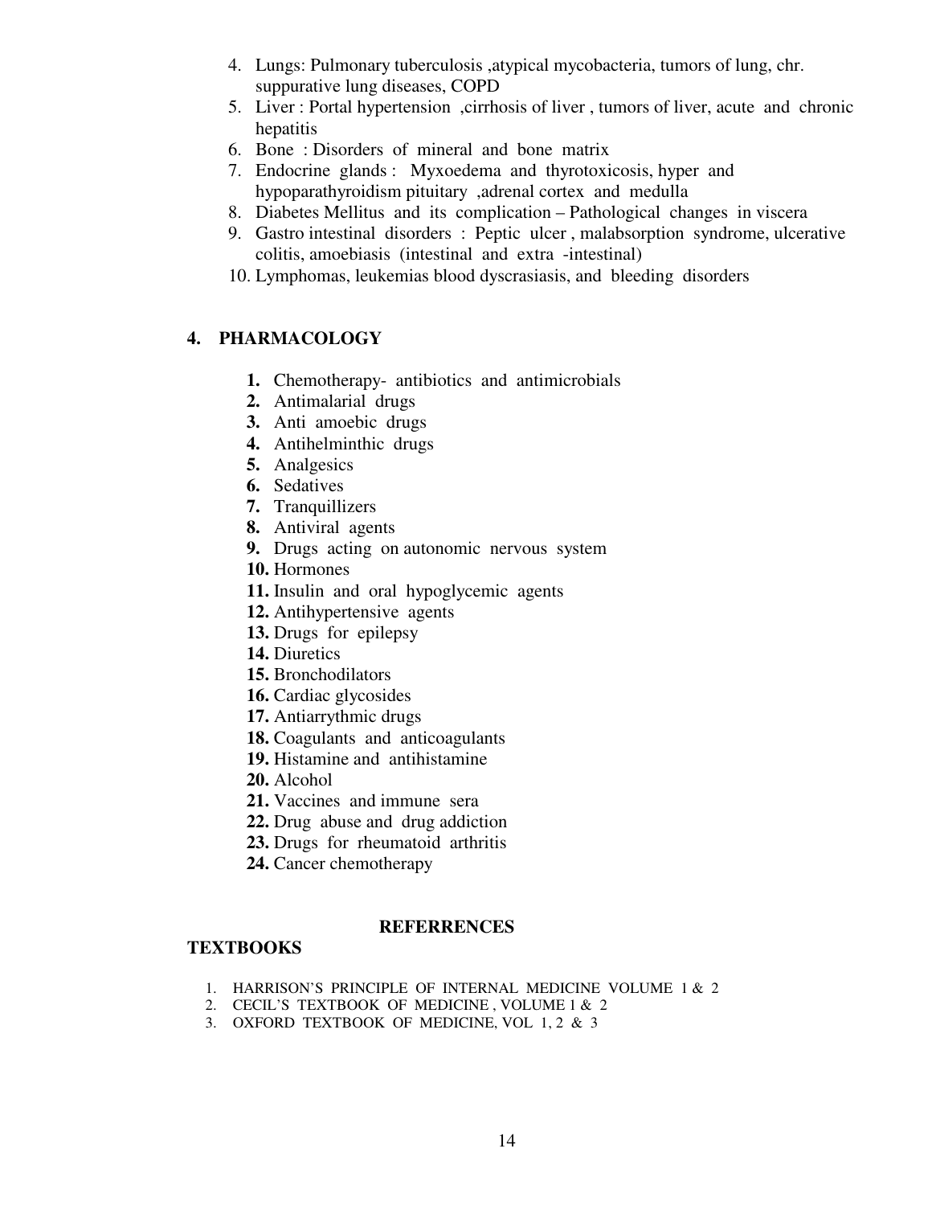4. Lungs: Pulmonary tuberculosis ,atypical mycobacteria, tumors of lung, chr. suppurative lung diseases, COPD
5. Liver : Portal hypertension ,cirrhosis of liver , tumors of liver, acute and chronic hepatitis
6. Bone : Disorders of mineral and bone matrix
7. Endocrine glands : Myxoedema and thyrotoxicosis, hyper and hypoparathyroidism pituitary ,adrenal cortex and medulla
8. Diabetes Mellitus and its complication – Pathological changes in viscera
9. Gastro intestinal disorders : Peptic ulcer , malabsorption syndrome, ulcerative colitis, amoebiasis (intestinal and extra -intestinal)
10. Lymphomas, leukemias blood dyscrasiasis, and bleeding disorders

## 4. PHARMACOLOGY

1. Chemotherapy- antibiotics and antimicrobials
2. Antimalarial drugs
3. Anti amoebic drugs
4. Antihelminthic drugs
5. Analgesics
6. Sedatives
7. Tranquillizers
8. Antiviral agents
9. Drugs acting on autonomic nervous system
10. Hormones
11. Insulin and oral hypoglycemic agents
12. Antihypertensive agents
13. Drugs for epilepsy
14. Diuretics
15. Bronchodilators
16. Cardiac glycosides
17. Antiarrythmic drugs
18. Coagulants and anticoagulants
19. Histamine and antihistamine
20. Alcohol
21. Vaccines and immune sera
22. Drug abuse and drug addiction
23. Drugs for rheumatoid arthritis
24. Cancer chemotherapy

## REFERRENCES

### TEXTBOOKS

1. HARRISON'S PRINCIPLE OF INTERNAL MEDICINE VOLUME 1 & 2
2. CECIL'S TEXTBOOK OF MEDICINE , VOLUME 1 & 2
3. OXFORD TEXTBOOK OF MEDICINE, VOL 1, 2 & 3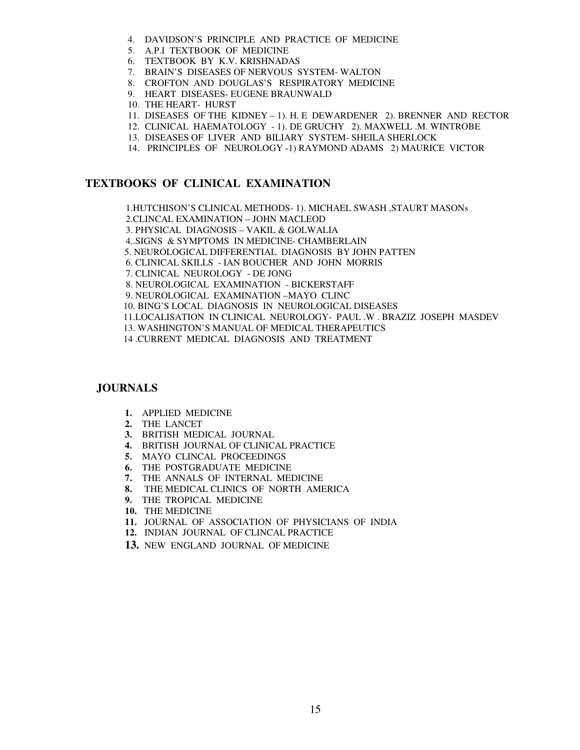4. DAVIDSON'S PRINCIPLE AND PRACTICE OF MEDICINE
5. A.P.I TEXTBOOK OF MEDICINE
6. TEXTBOOK BY K.V. KRISHNADAS
7. BRAIN'S DISEASES OF NERVOUS SYSTEM- WALTON
8. CROFTON AND DOUGLAS'S RESPIRATORY MEDICINE
9. HEART DISEASES- EUGENE BRAUNWALD
10. THE HEART- HURST
11. DISEASES OF THE KIDNEY – 1). H. E DEWARDENER 2). BRENNER AND RECTOR
12. CLINICAL HAEMATOLOGY - 1). DE GRUCHY 2). MAXWELL .M. WINTROBE
13. DISEASES OF LIVER AND BILIARY SYSTEM- SHEILA SHERLOCK
14. PRINCIPLES OF NEUROLOGY -1) RAYMOND ADAMS 2) MAURICE VICTOR

## TEXTBOOKS OF CLINICAL EXAMINATION

1.HUTCHISON'S CLINICAL METHODS- 1). MICHAEL SWASH ,STAURT MASONs
2.CLINCAL EXAMINATION – JOHN MACLEOD
3. PHYSICAL DIAGNOSIS – VAKIL & GOLWALIA
4..SIGNS & SYMPTOMS IN MEDICINE- CHAMBERLAIN
5. NEUROLOGICAL DIFFERENTIAL DIAGNOSIS BY JOHN PATTEN
6. CLINICAL SKILLS - IAN BOUCHER AND JOHN MORRIS
7. CLINICAL NEUROLOGY - DE JONG
8. NEUROLOGICAL EXAMINATION - BICKERSTAFF
9. NEUROLOGICAL EXAMINATION –MAYO CLINC
10. BING'S LOCAL DIAGNOSIS IN NEUROLOGICAL DISEASES
11.LOCALISATION IN CLINICAL NEUROLOGY- PAUL .W . BRAZIZ JOSEPH MASDEV
13. WASHINGTON'S MANUAL OF MEDICAL THERAPEUTICS
14 .CURRENT MEDICAL DIAGNOSIS AND TREATMENT

## JOURNALS

1. APPLIED MEDICINE
2. THE LANCET
3. BRITISH MEDICAL JOURNAL
4. BRITISH JOURNAL OF CLINICAL PRACTICE
5. MAYO CLINCAL PROCEEDINGS
6. THE POSTGRADUATE MEDICINE
7. THE ANNALS OF INTERNAL MEDICINE
8. THE MEDICAL CLINICS OF NORTH AMERICA
9. THE TROPICAL MEDICINE
10. THE MEDICINE
11. JOURNAL OF ASSOCIATION OF PHYSICIANS OF INDIA
12. INDIAN JOURNAL OF CLINCAL PRACTICE
13. NEW ENGLAND JOURNAL OF MEDICINE